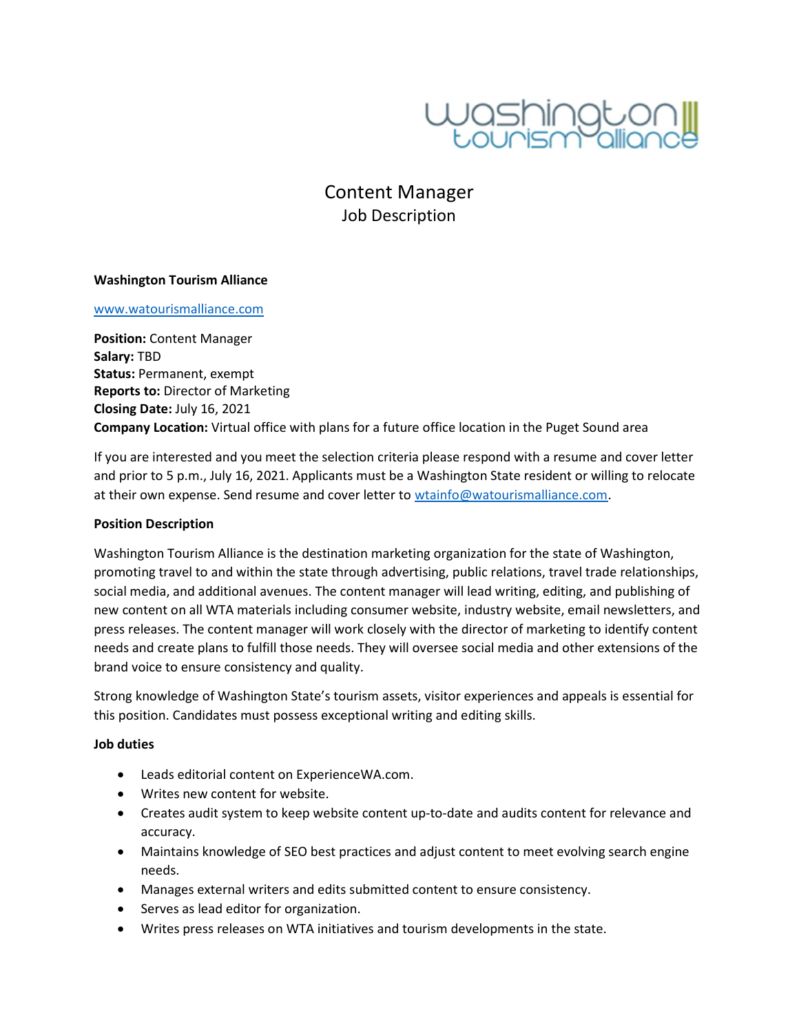# Content Manager
## Job Description

**Washington Tourism Alliance**

www.watourismalliance.com

**Position:** Content Manager
**Salary:** TBD
**Status:** Permanent, exempt
**Reports to:** Director of Marketing
**Closing Date:** July 16, 2021
**Company Location:** Virtual office with plans for a future office location in the Puget Sound area

If you are interested and you meet the selection criteria please respond with a resume and cover letter and prior to 5 p.m., July 16, 2021. Applicants must be a Washington State resident or willing to relocate at their own expense. Send resume and cover letter to wtainfo@watourismalliance.com.

**Position Description**

Washington Tourism Alliance is the destination marketing organization for the state of Washington, promoting travel to and within the state through advertising, public relations, travel trade relationships, social media, and additional avenues. The content manager will lead writing, editing, and publishing of new content on all WTA materials including consumer website, industry website, email newsletters, and press releases. The content manager will work closely with the director of marketing to identify content needs and create plans to fulfill those needs. They will oversee social media and other extensions of the brand voice to ensure consistency and quality.

Strong knowledge of Washington State's tourism assets, visitor experiences and appeals is essential for this position. Candidates must possess exceptional writing and editing skills.

**Job duties**

- Leads editorial content on ExperienceWA.com.
- Writes new content for website.
- Creates audit system to keep website content up-to-date and audits content for relevance and accuracy.
- Maintains knowledge of SEO best practices and adjust content to meet evolving search engine needs.
- Manages external writers and edits submitted content to ensure consistency.
- Serves as lead editor for organization.
- Writes press releases on WTA initiatives and tourism developments in the state.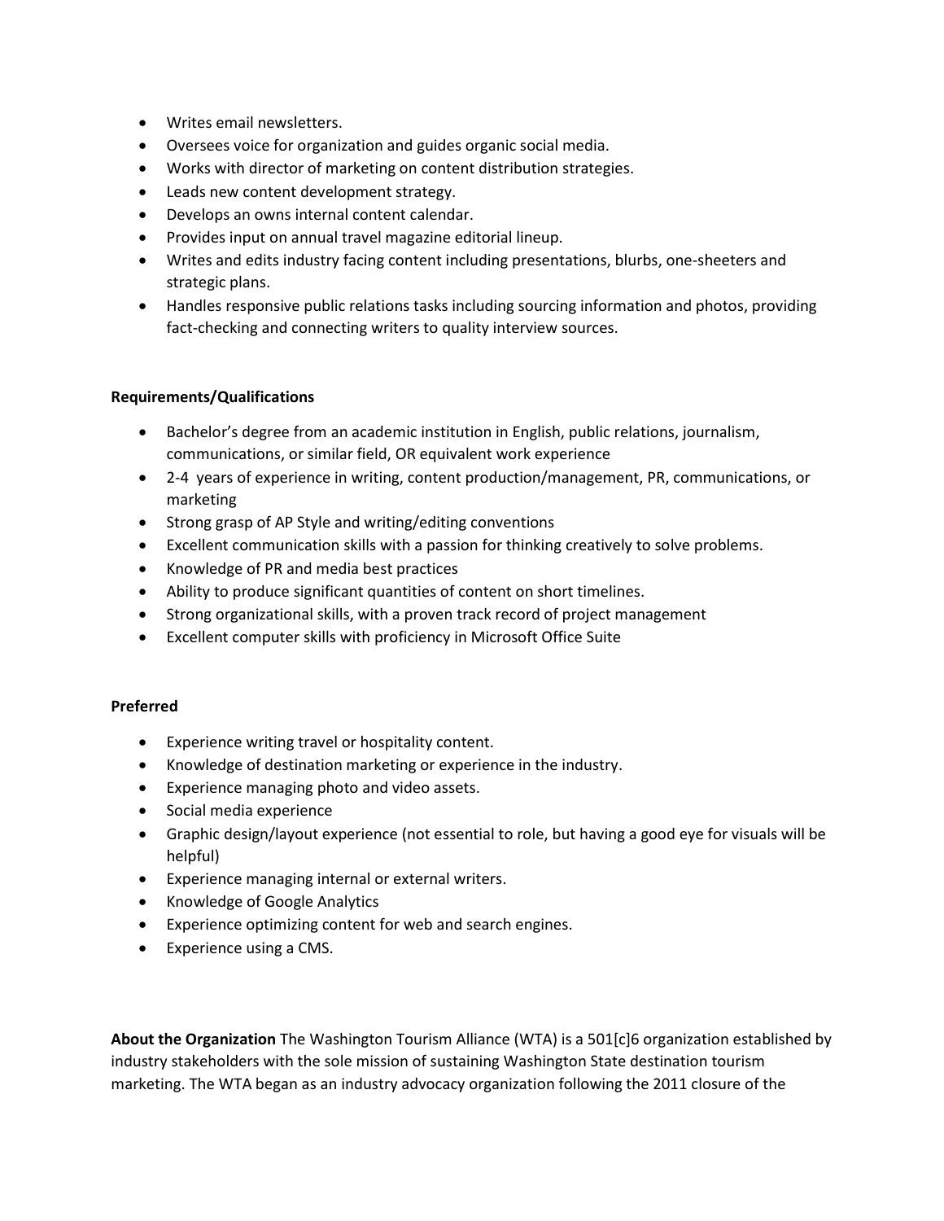- Writes email newsletters.
- Oversees voice for organization and guides organic social media.
- Works with director of marketing on content distribution strategies.
- Leads new content development strategy.
- Develops an owns internal content calendar.
- Provides input on annual travel magazine editorial lineup.
- Writes and edits industry facing content including presentations, blurbs, one-sheeters and strategic plans.
- Handles responsive public relations tasks including sourcing information and photos, providing fact-checking and connecting writers to quality interview sources.

**Requirements/Qualifications**

- Bachelor's degree from an academic institution in English, public relations, journalism, communications, or similar field, OR equivalent work experience
- 2-4 years of experience in writing, content production/management, PR, communications, or marketing
- Strong grasp of AP Style and writing/editing conventions
- Excellent communication skills with a passion for thinking creatively to solve problems.
- Knowledge of PR and media best practices
- Ability to produce significant quantities of content on short timelines.
- Strong organizational skills, with a proven track record of project management
- Excellent computer skills with proficiency in Microsoft Office Suite

**Preferred**

- Experience writing travel or hospitality content.
- Knowledge of destination marketing or experience in the industry.
- Experience managing photo and video assets.
- Social media experience
- Graphic design/layout experience (not essential to role, but having a good eye for visuals will be helpful)
- Experience managing internal or external writers.
- Knowledge of Google Analytics
- Experience optimizing content for web and search engines.
- Experience using a CMS.

**About the Organization** The Washington Tourism Alliance (WTA) is a 501[c]6 organization established by industry stakeholders with the sole mission of sustaining Washington State destination tourism marketing. The WTA began as an industry advocacy organization following the 2011 closure of the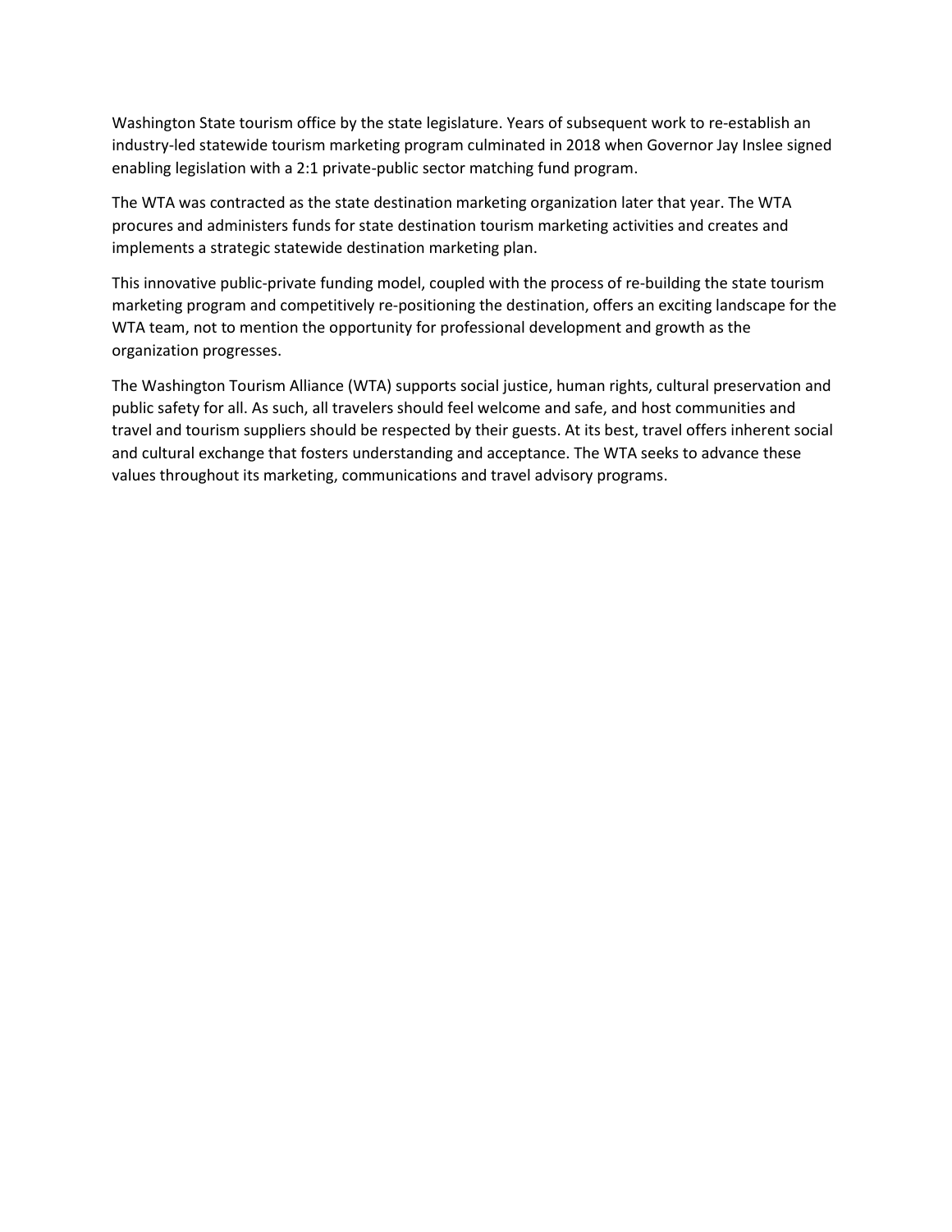Washington State tourism office by the state legislature. Years of subsequent work to re-establish an industry-led statewide tourism marketing program culminated in 2018 when Governor Jay Inslee signed enabling legislation with a 2:1 private-public sector matching fund program.

The WTA was contracted as the state destination marketing organization later that year. The WTA procures and administers funds for state destination tourism marketing activities and creates and implements a strategic statewide destination marketing plan.

This innovative public-private funding model, coupled with the process of re-building the state tourism marketing program and competitively re-positioning the destination, offers an exciting landscape for the WTA team, not to mention the opportunity for professional development and growth as the organization progresses.

The Washington Tourism Alliance (WTA) supports social justice, human rights, cultural preservation and public safety for all. As such, all travelers should feel welcome and safe, and host communities and travel and tourism suppliers should be respected by their guests. At its best, travel offers inherent social and cultural exchange that fosters understanding and acceptance. The WTA seeks to advance these values throughout its marketing, communications and travel advisory programs.